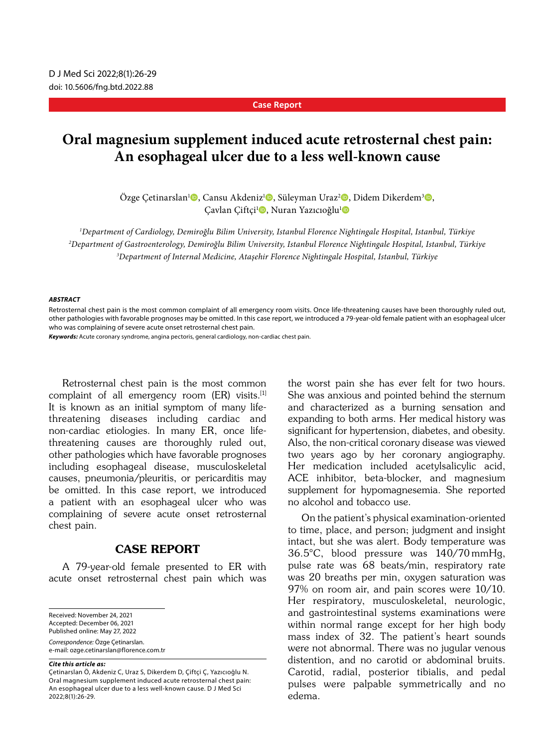D J Med Sci 2022;8(1):26-29
doi: 10.5606/fng.btd.2022.88

**Case Report**

# Oral magnesium supplement induced acute retrosternal chest pain: An esophageal ulcer due to a less well-known cause

Özge Çetinarslan[1], Cansu Akdeniz[1], Süleyman Uraz[2], Didem Dikerdem[3], Çavlan Çiftçi[1], Nuran Yazıcıoğlu[1]

*[1]Department of Cardiology, Demiroğlu Bilim University, Istanbul Florence Nightingale Hospital, Istanbul, Türkiye*
*[2]Department of Gastroenterology, Demiroğlu Bilim University, Istanbul Florence Nightingale Hospital, Istanbul, Türkiye*
*[3]Department of Internal Medicine, Ataşehir Florence Nightingale Hospital, Istanbul, Türkiye*

***ABSTRACT***

Retrosternal chest pain is the most common complaint of all emergency room visits. Once life-threatening causes have been thoroughly ruled out, other pathologies with favorable prognoses may be omitted. In this case report, we introduced a 79-year-old female patient with an esophageal ulcer who was complaining of severe acute onset retrosternal chest pain.

***Keywords:*** Acute coronary syndrome, angina pectoris, general cardiology, non-cardiac chest pain.

Retrosternal chest pain is the most common complaint of all emergency room (ER) visits.[1] It is known as an initial symptom of many life-threatening diseases including cardiac and non-cardiac etiologies. In many ER, once life-threatening causes are thoroughly ruled out, other pathologies which have favorable prognoses including esophageal disease, musculoskeletal causes, pneumonia/pleuritis, or pericarditis may be omitted. In this case report, we introduced a patient with an esophageal ulcer who was complaining of severe acute onset retrosternal chest pain.

## CASE REPORT

A 79-year-old female presented to ER with acute onset retrosternal chest pain which was the worst pain she has ever felt for two hours. She was anxious and pointed behind the sternum and characterized as a burning sensation and expanding to both arms. Her medical history was significant for hypertension, diabetes, and obesity. Also, the non-critical coronary disease was viewed two years ago by her coronary angiography. Her medication included acetylsalicylic acid, ACE inhibitor, beta-blocker, and magnesium supplement for hypomagnesemia. She reported no alcohol and tobacco use.

On the patient's physical examination-oriented to time, place, and person; judgment and insight intact, but she was alert. Body temperature was 36.5°C, blood pressure was 140/70 mmHg, pulse rate was 68 beats/min, respiratory rate was 20 breaths per min, oxygen saturation was 97% on room air, and pain scores were 10/10. Her respiratory, musculoskeletal, neurologic, and gastrointestinal systems examinations were within normal range except for her high body mass index of 32. The patient's heart sounds were not abnormal. There was no jugular venous distention, and no carotid or abdominal bruits. Carotid, radial, posterior tibialis, and pedal pulses were palpable symmetrically and no edema.

Received: November 24, 2021
Accepted: December 06, 2021
Published online: May 27, 2022

*Correspondence:* Özge Çetinarslan.
e-mail: ozge.cetinarslan@florence.com.tr

***Cite this article as:***
Çetinarslan Ö, Akdeniz C, Uraz S, Dikerdem D, Çiftçi Ç, Yazıcıoğlu N. Oral magnesium supplement induced acute retrosternal chest pain: An esophageal ulcer due to a less well-known cause. D J Med Sci 2022;8(1):26-29.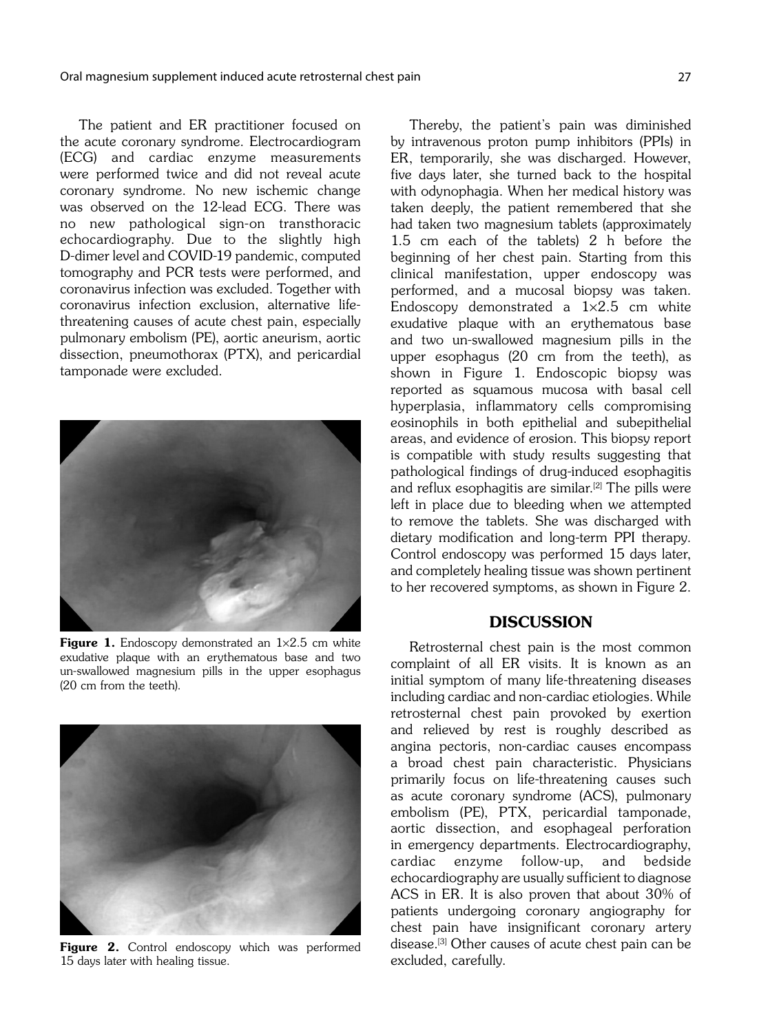The patient and ER practitioner focused on the acute coronary syndrome. Electrocardiogram (ECG) and cardiac enzyme measurements were performed twice and did not reveal acute coronary syndrome. No new ischemic change was observed on the 12-lead ECG. There was no new pathological sign-on transthoracic echocardiography. Due to the slightly high D-dimer level and COVID-19 pandemic, computed tomography and PCR tests were performed, and coronavirus infection was excluded. Together with coronavirus infection exclusion, alternative life-threatening causes of acute chest pain, especially pulmonary embolism (PE), aortic aneurism, aortic dissection, pneumothorax (PTX), and pericardial tamponade were excluded.

**Figure 1.** Endoscopy demonstrated an 1×2.5 cm white exudative plaque with an erythematous base and two un-swallowed magnesium pills in the upper esophagus (20 cm from the teeth).

**Figure 2.** Control endoscopy which was performed 15 days later with healing tissue.

Thereby, the patient's pain was diminished by intravenous proton pump inhibitors (PPIs) in ER, temporarily, she was discharged. However, five days later, she turned back to the hospital with odynophagia. When her medical history was taken deeply, the patient remembered that she had taken two magnesium tablets (approximately 1.5 cm each of the tablets) 2 h before the beginning of her chest pain. Starting from this clinical manifestation, upper endoscopy was performed, and a mucosal biopsy was taken. Endoscopy demonstrated a 1×2.5 cm white exudative plaque with an erythematous base and two un-swallowed magnesium pills in the upper esophagus (20 cm from the teeth), as shown in Figure 1. Endoscopic biopsy was reported as squamous mucosa with basal cell hyperplasia, inflammatory cells compromising eosinophils in both epithelial and subepithelial areas, and evidence of erosion. This biopsy report is compatible with study results suggesting that pathological findings of drug-induced esophagitis and reflux esophagitis are similar.[2] The pills were left in place due to bleeding when we attempted to remove the tablets. She was discharged with dietary modification and long-term PPI therapy. Control endoscopy was performed 15 days later, and completely healing tissue was shown pertinent to her recovered symptoms, as shown in Figure 2.

## DISCUSSION

Retrosternal chest pain is the most common complaint of all ER visits. It is known as an initial symptom of many life-threatening diseases including cardiac and non-cardiac etiologies. While retrosternal chest pain provoked by exertion and relieved by rest is roughly described as angina pectoris, non-cardiac causes encompass a broad chest pain characteristic. Physicians primarily focus on life-threatening causes such as acute coronary syndrome (ACS), pulmonary embolism (PE), PTX, pericardial tamponade, aortic dissection, and esophageal perforation in emergency departments. Electrocardiography, cardiac enzyme follow-up, and bedside echocardiography are usually sufficient to diagnose ACS in ER. It is also proven that about 30% of patients undergoing coronary angiography for chest pain have insignificant coronary artery disease.[3] Other causes of acute chest pain can be excluded, carefully.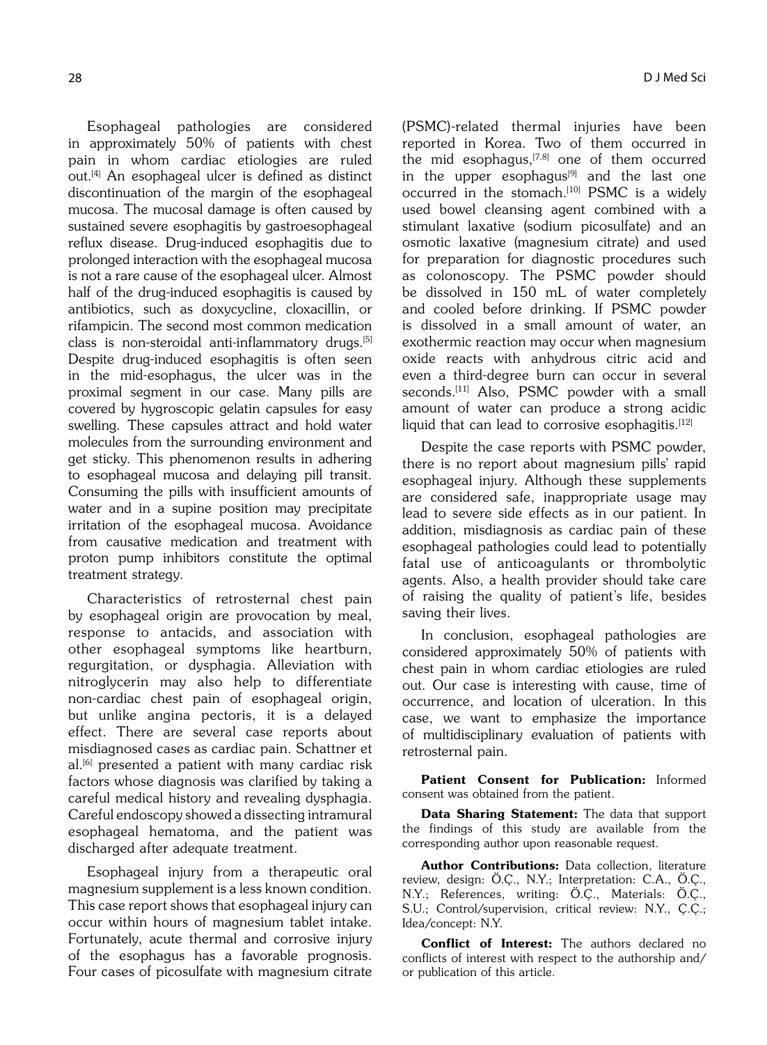Esophageal pathologies are considered in approximately 50% of patients with chest pain in whom cardiac etiologies are ruled out.[4] An esophageal ulcer is defined as distinct discontinuation of the margin of the esophageal mucosa. The mucosal damage is often caused by sustained severe esophagitis by gastroesophageal reflux disease. Drug-induced esophagitis due to prolonged interaction with the esophageal mucosa is not a rare cause of the esophageal ulcer. Almost half of the drug-induced esophagitis is caused by antibiotics, such as doxycycline, cloxacillin, or rifampicin. The second most common medication class is non-steroidal anti-inflammatory drugs.[5] Despite drug-induced esophagitis is often seen in the mid-esophagus, the ulcer was in the proximal segment in our case. Many pills are covered by hygroscopic gelatin capsules for easy swelling. These capsules attract and hold water molecules from the surrounding environment and get sticky. This phenomenon results in adhering to esophageal mucosa and delaying pill transit. Consuming the pills with insufficient amounts of water and in a supine position may precipitate irritation of the esophageal mucosa. Avoidance from causative medication and treatment with proton pump inhibitors constitute the optimal treatment strategy.

Characteristics of retrosternal chest pain by esophageal origin are provocation by meal, response to antacids, and association with other esophageal symptoms like heartburn, regurgitation, or dysphagia. Alleviation with nitroglycerin may also help to differentiate non-cardiac chest pain of esophageal origin, but unlike angina pectoris, it is a delayed effect. There are several case reports about misdiagnosed cases as cardiac pain. Schattner et al.[6] presented a patient with many cardiac risk factors whose diagnosis was clarified by taking a careful medical history and revealing dysphagia. Careful endoscopy showed a dissecting intramural esophageal hematoma, and the patient was discharged after adequate treatment.

Esophageal injury from a therapeutic oral magnesium supplement is a less known condition. This case report shows that esophageal injury can occur within hours of magnesium tablet intake. Fortunately, acute thermal and corrosive injury of the esophagus has a favorable prognosis. Four cases of picosulfate with magnesium citrate (PSMC)-related thermal injuries have been reported in Korea. Two of them occurred in the mid esophagus,[7,8] one of them occurred in the upper esophagus[9] and the last one occurred in the stomach.[10] PSMC is a widely used bowel cleansing agent combined with a stimulant laxative (sodium picosulfate) and an osmotic laxative (magnesium citrate) and used for preparation for diagnostic procedures such as colonoscopy. The PSMC powder should be dissolved in 150 mL of water completely and cooled before drinking. If PSMC powder is dissolved in a small amount of water, an exothermic reaction may occur when magnesium oxide reacts with anhydrous citric acid and even a third-degree burn can occur in several seconds.[11] Also, PSMC powder with a small amount of water can produce a strong acidic liquid that can lead to corrosive esophagitis.[12]

Despite the case reports with PSMC powder, there is no report about magnesium pills' rapid esophageal injury. Although these supplements are considered safe, inappropriate usage may lead to severe side effects as in our patient. In addition, misdiagnosis as cardiac pain of these esophageal pathologies could lead to potentially fatal use of anticoagulants or thrombolytic agents. Also, a health provider should take care of raising the quality of patient's life, besides saving their lives.

In conclusion, esophageal pathologies are considered approximately 50% of patients with chest pain in whom cardiac etiologies are ruled out. Our case is interesting with cause, time of occurrence, and location of ulceration. In this case, we want to emphasize the importance of multidisciplinary evaluation of patients with retrosternal pain.

**Patient Consent for Publication:** Informed consent was obtained from the patient.

**Data Sharing Statement:** The data that support the findings of this study are available from the corresponding author upon reasonable request.

**Author Contributions:** Data collection, literature review, design: Ö.Ç., N.Y.; Interpretation: C.A., Ö.Ç., N.Y.; References, writing: Ö.Ç., Materials: Ö.Ç., S.U.; Control/supervision, critical review: N.Y., Ç.Ç.; Idea/concept: N.Y.

**Conflict of Interest:** The authors declared no conflicts of interest with respect to the authorship and/or publication of this article.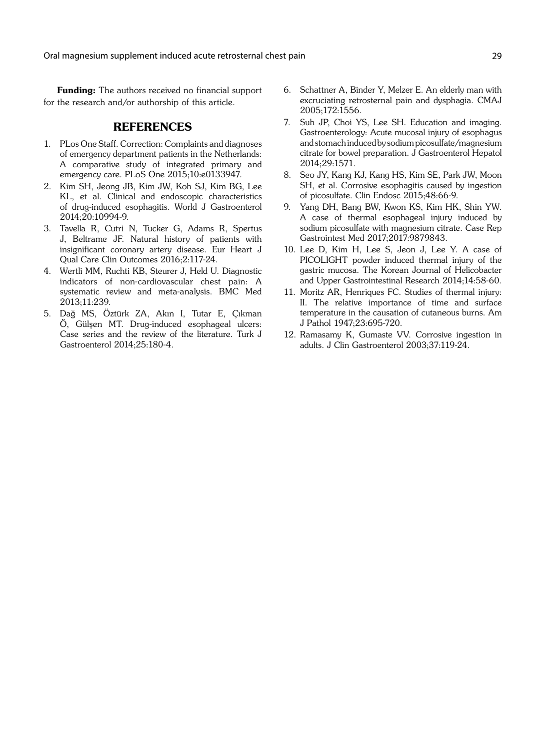**Funding:** The authors received no financial support for the research and/or authorship of this article.

## REFERENCES

1. PLos One Staff. Correction: Complaints and diagnoses of emergency department patients in the Netherlands: A comparative study of integrated primary and emergency care. PLoS One 2015;10:e0133947.
2. Kim SH, Jeong JB, Kim JW, Koh SJ, Kim BG, Lee KL, et al. Clinical and endoscopic characteristics of drug-induced esophagitis. World J Gastroenterol 2014;20:10994-9.
3. Tavella R, Cutri N, Tucker G, Adams R, Spertus J, Beltrame JF. Natural history of patients with insignificant coronary artery disease. Eur Heart J Qual Care Clin Outcomes 2016;2:117-24.
4. Wertli MM, Ruchti KB, Steurer J, Held U. Diagnostic indicators of non-cardiovascular chest pain: A systematic review and meta-analysis. BMC Med 2013;11:239.
5. Dağ MS, Öztürk ZA, Akın I, Tutar E, Çıkman Ö, Gülşen MT. Drug-induced esophageal ulcers: Case series and the review of the literature. Turk J Gastroenterol 2014;25:180-4.
6. Schattner A, Binder Y, Melzer E. An elderly man with excruciating retrosternal pain and dysphagia. CMAJ 2005;172:1556.
7. Suh JP, Choi YS, Lee SH. Education and imaging. Gastroenterology: Acute mucosal injury of esophagus and stomach induced by sodium picosulfate/magnesium citrate for bowel preparation. J Gastroenterol Hepatol 2014;29:1571.
8. Seo JY, Kang KJ, Kang HS, Kim SE, Park JW, Moon SH, et al. Corrosive esophagitis caused by ingestion of picosulfate. Clin Endosc 2015;48:66-9.
9. Yang DH, Bang BW, Kwon KS, Kim HK, Shin YW. A case of thermal esophageal injury induced by sodium picosulfate with magnesium citrate. Case Rep Gastrointest Med 2017;2017:9879843.
10. Lee D, Kim H, Lee S, Jeon J, Lee Y. A case of PICOLIGHT powder induced thermal injury of the gastric mucosa. The Korean Journal of Helicobacter and Upper Gastrointestinal Research 2014;14:58-60.
11. Moritz AR, Henriques FC. Studies of thermal injury: II. The relative importance of time and surface temperature in the causation of cutaneous burns. Am J Pathol 1947;23:695-720.
12. Ramasamy K, Gumaste VV. Corrosive ingestion in adults. J Clin Gastroenterol 2003;37:119-24.